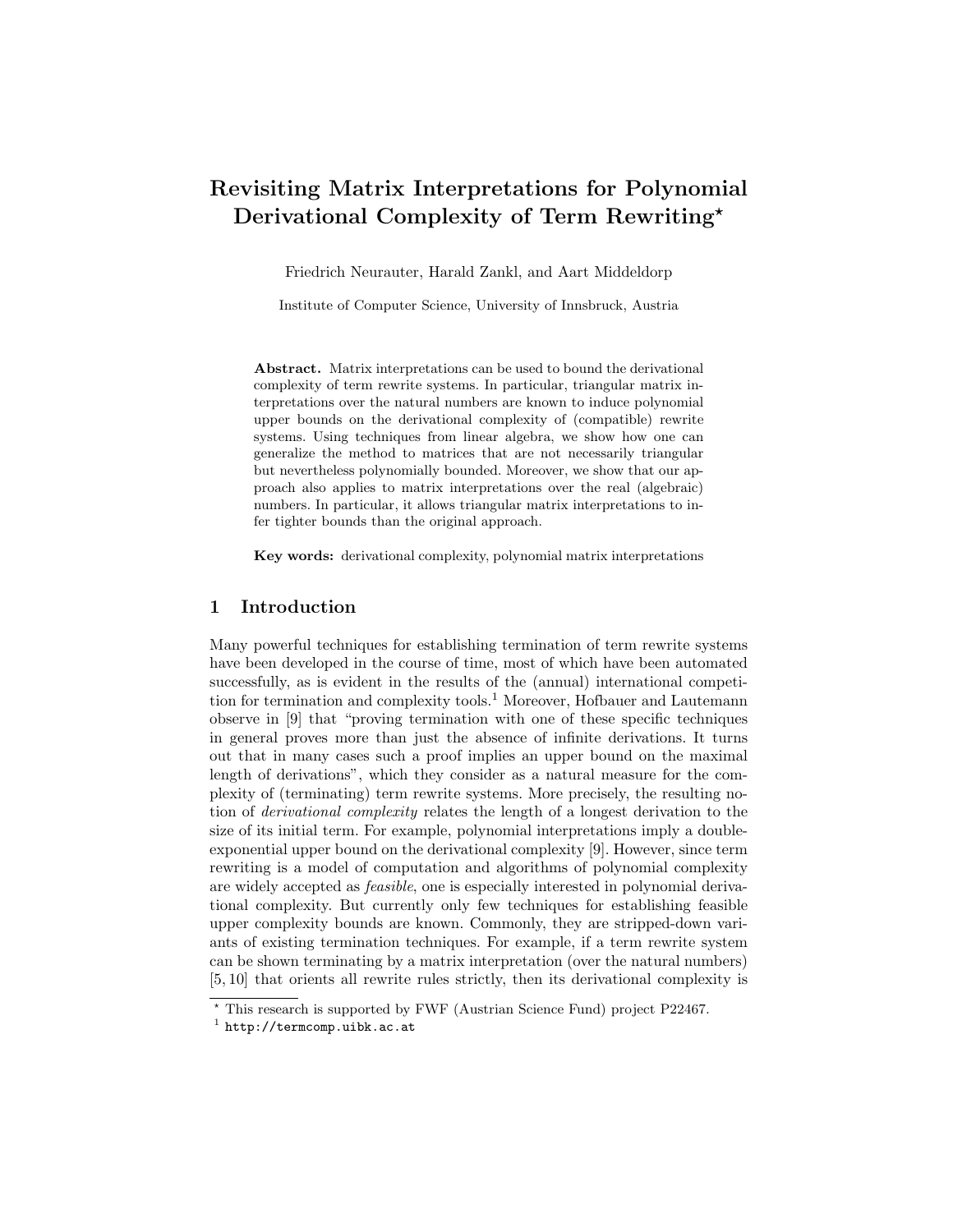# Revisiting Matrix Interpretations for Polynomial Derivational Complexity of Term Rewriting*

Friedrich Neurauter, Harald Zankl, and Aart Middeldorp

Institute of Computer Science, University of Innsbruck, Austria

**Abstract.** Matrix interpretations can be used to bound the derivational complexity of term rewrite systems. In particular, triangular matrix interpretations over the natural numbers are known to induce polynomial upper bounds on the derivational complexity of (compatible) rewrite systems. Using techniques from linear algebra, we show how one can generalize the method to matrices that are not necessarily triangular but nevertheless polynomially bounded. Moreover, we show that our approach also applies to matrix interpretations over the real (algebraic) numbers. In particular, it allows triangular matrix interpretations to infer tighter bounds than the original approach.

**Key words:** derivational complexity, polynomial matrix interpretations

## 1 Introduction

Many powerful techniques for establishing termination of term rewrite systems have been developed in the course of time, most of which have been automated successfully, as is evident in the results of the (annual) international competition for termination and complexity tools.[1] Moreover, Hofbauer and Lautemann observe in [9] that "proving termination with one of these specific techniques in general proves more than just the absence of infinite derivations. It turns out that in many cases such a proof implies an upper bound on the maximal length of derivations", which they consider as a natural measure for the complexity of (terminating) term rewrite systems. More precisely, the resulting notion of *derivational complexity* relates the length of a longest derivation to the size of its initial term. For example, polynomial interpretations imply a double-exponential upper bound on the derivational complexity [9]. However, since term rewriting is a model of computation and algorithms of polynomial complexity are widely accepted as *feasible*, one is especially interested in polynomial derivational complexity. But currently only few techniques for establishing feasible upper complexity bounds are known. Commonly, they are stripped-down variants of existing termination techniques. For example, if a term rewrite system can be shown terminating by a matrix interpretation (over the natural numbers) [5, 10] that orients all rewrite rules strictly, then its derivational complexity is

---

* This research is supported by FWF (Austrian Science Fund) project P22467.

[1] http://termcomp.uibk.ac.at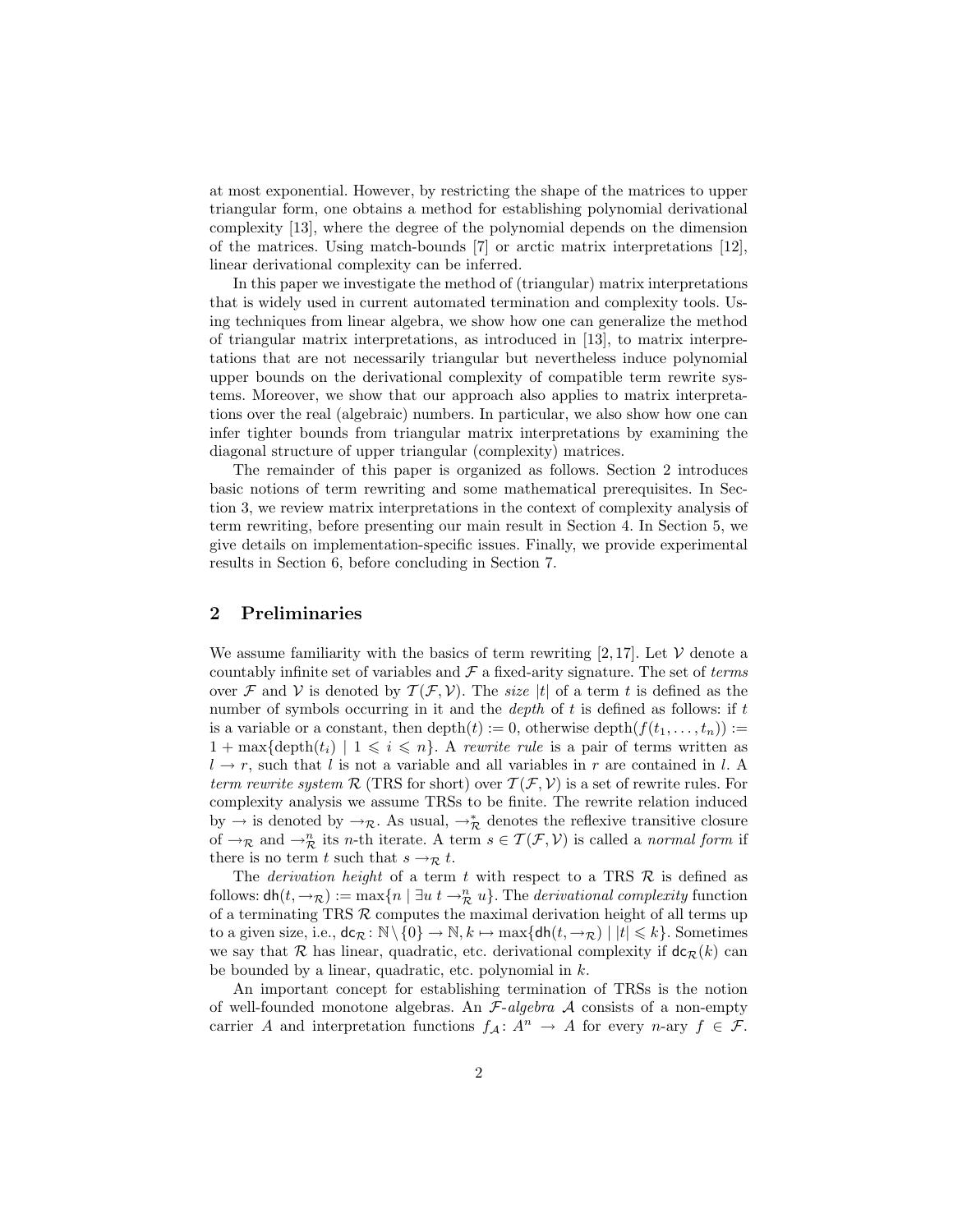at most exponential. However, by restricting the shape of the matrices to upper triangular form, one obtains a method for establishing polynomial derivational complexity [13], where the degree of the polynomial depends on the dimension of the matrices. Using match-bounds [7] or arctic matrix interpretations [12], linear derivational complexity can be inferred.

In this paper we investigate the method of (triangular) matrix interpretations that is widely used in current automated termination and complexity tools. Using techniques from linear algebra, we show how one can generalize the method of triangular matrix interpretations, as introduced in [13], to matrix interpretations that are not necessarily triangular but nevertheless induce polynomial upper bounds on the derivational complexity of compatible term rewrite systems. Moreover, we show that our approach also applies to matrix interpretations over the real (algebraic) numbers. In particular, we also show how one can infer tighter bounds from triangular matrix interpretations by examining the diagonal structure of upper triangular (complexity) matrices.

The remainder of this paper is organized as follows. Section 2 introduces basic notions of term rewriting and some mathematical prerequisites. In Section 3, we review matrix interpretations in the context of complexity analysis of term rewriting, before presenting our main result in Section 4. In Section 5, we give details on implementation-specific issues. Finally, we provide experimental results in Section 6, before concluding in Section 7.

## 2 Preliminaries

We assume familiarity with the basics of term rewriting [2, 17]. Let $\mathcal{V}$ denote a countably infinite set of variables and $\mathcal{F}$ a fixed-arity signature. The set of *terms* over $\mathcal{F}$ and $\mathcal{V}$ is denoted by $\mathcal{T}(\mathcal{F}, \mathcal{V})$. The *size* $|t|$ of a term $t$ is defined as the number of symbols occurring in it and the *depth* of $t$ is defined as follows: if $t$ is a variable or a constant, then $\operatorname{depth}(t) := 0$, otherwise $\operatorname{depth}(f(t_1, \ldots, t_n)) := 1 + \max\{\operatorname{depth}(t_i) \mid 1 \leqslant i \leqslant n\}$. A *rewrite rule* is a pair of terms written as $l \to r$, such that $l$ is not a variable and all variables in $r$ are contained in $l$. A *term rewrite system* $\mathcal{R}$ (TRS for short) over $\mathcal{T}(\mathcal{F}, \mathcal{V})$ is a set of rewrite rules. For complexity analysis we assume TRSs to be finite. The rewrite relation induced by $\to$ is denoted by $\to_{\mathcal{R}}$. As usual, $\to_{\mathcal{R}}^*$ denotes the reflexive transitive closure of $\to_{\mathcal{R}}$ and $\to_{\mathcal{R}}^n$ its $n$-th iterate. A term $s \in \mathcal{T}(\mathcal{F}, \mathcal{V})$ is called a *normal form* if there is no term $t$ such that $s \to_{\mathcal{R}} t$.

The *derivation height* of a term $t$ with respect to a TRS $\mathcal{R}$ is defined as follows: $\mathsf{dh}(t, \to_{\mathcal{R}}) := \max\{n \mid \exists u \; t \to_{\mathcal{R}}^n u\}$. The *derivational complexity* function of a terminating TRS $\mathcal{R}$ computes the maximal derivation height of all terms up to a given size, i.e., $\mathsf{dc}_{\mathcal{R}} \colon \mathbb{N} \setminus \{0\} \to \mathbb{N}, k \mapsto \max\{\mathsf{dh}(t, \to_{\mathcal{R}}) \mid |t| \leqslant k\}$. Sometimes we say that $\mathcal{R}$ has linear, quadratic, etc. derivational complexity if $\mathsf{dc}_{\mathcal{R}}(k)$ can be bounded by a linear, quadratic, etc. polynomial in $k$.

An important concept for establishing termination of TRSs is the notion of well-founded monotone algebras. An $\mathcal{F}$-*algebra* $\mathcal{A}$ consists of a non-empty carrier $A$ and interpretation functions $f_{\mathcal{A}} \colon A^n \to A$ for every $n$-ary $f \in \mathcal{F}$.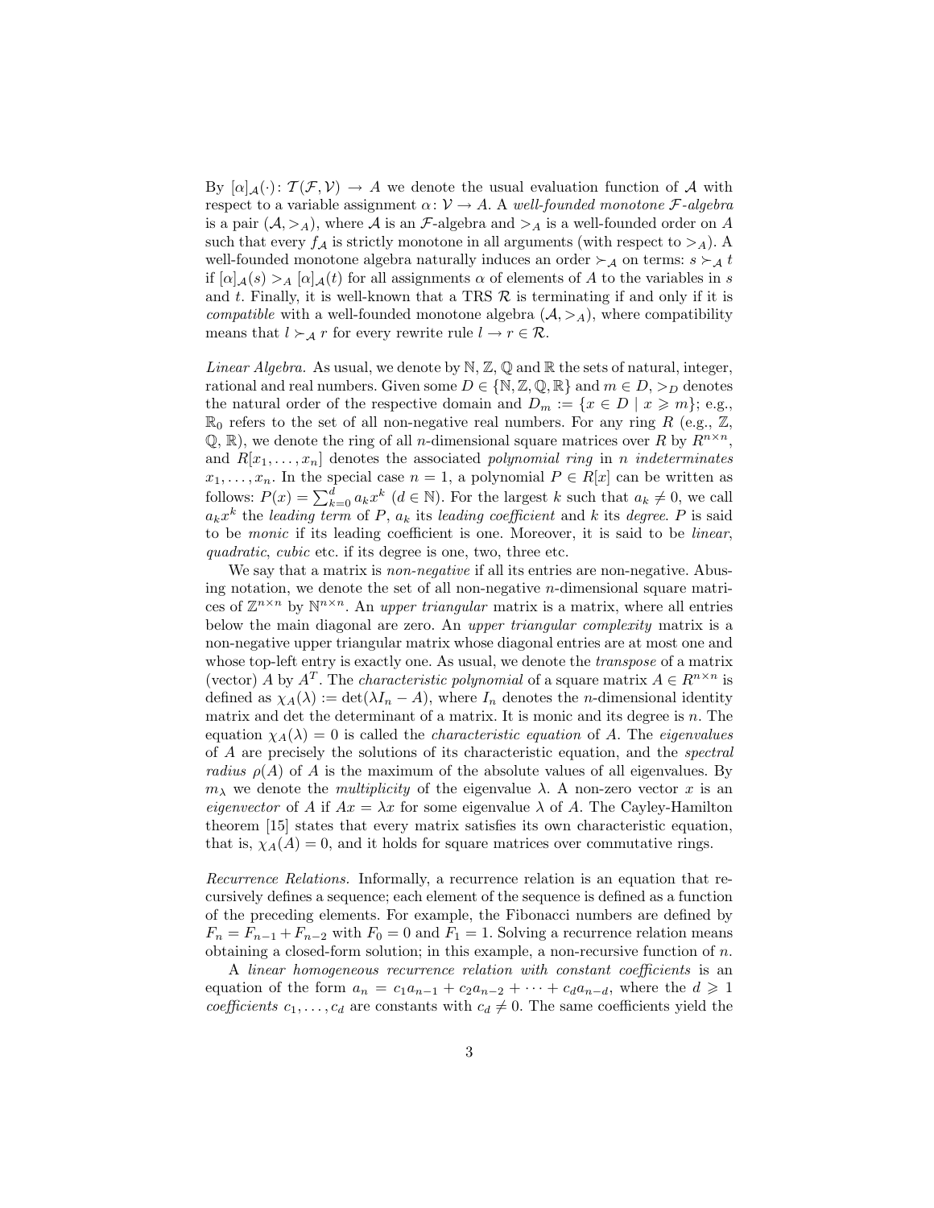By $[\alpha]_{\mathcal{A}}(\cdot)\colon \mathcal{T}(\mathcal{F},\mathcal{V}) \to A$ we denote the usual evaluation function of $\mathcal{A}$ with respect to a variable assignment $\alpha\colon \mathcal{V} \to A$. A *well-founded monotone $\mathcal{F}$-algebra* is a pair $(\mathcal{A}, >_A)$, where $\mathcal{A}$ is an $\mathcal{F}$-algebra and $>_A$ is a well-founded order on $A$ such that every $f_{\mathcal{A}}$ is strictly monotone in all arguments (with respect to $>_A$). A well-founded monotone algebra naturally induces an order $\succ_{\mathcal{A}}$ on terms: $s \succ_{\mathcal{A}} t$ if $[\alpha]_{\mathcal{A}}(s) >_A [\alpha]_{\mathcal{A}}(t)$ for all assignments $\alpha$ of elements of $A$ to the variables in $s$ and $t$. Finally, it is well-known that a TRS $\mathcal{R}$ is terminating if and only if it is *compatible* with a well-founded monotone algebra $(\mathcal{A}, >_A)$, where compatibility means that $l \succ_{\mathcal{A}} r$ for every rewrite rule $l \to r \in \mathcal{R}$.

*Linear Algebra.* As usual, we denote by $\mathbb{N}$, $\mathbb{Z}$, $\mathbb{Q}$ and $\mathbb{R}$ the sets of natural, integer, rational and real numbers. Given some $D \in \{\mathbb{N}, \mathbb{Z}, \mathbb{Q}, \mathbb{R}\}$ and $m \in D$, $>_D$ denotes the natural order of the respective domain and $D_m := \{x \in D \mid x \geqslant m\}$; e.g., $\mathbb{R}_0$ refers to the set of all non-negative real numbers. For any ring $R$ (e.g., $\mathbb{Z}$, $\mathbb{Q}$, $\mathbb{R}$), we denote the ring of all $n$-dimensional square matrices over $R$ by $R^{n \times n}$, and $R[x_1, \ldots, x_n]$ denotes the associated *polynomial ring* in $n$ *indeterminates* $x_1, \ldots, x_n$. In the special case $n = 1$, a polynomial $P \in R[x]$ can be written as follows: $P(x) = \sum_{k=0}^{d} a_k x^k$ ($d \in \mathbb{N}$). For the largest $k$ such that $a_k \neq 0$, we call $a_k x^k$ the *leading term* of $P$, $a_k$ its *leading coefficient* and $k$ its *degree*. $P$ is said to be *monic* if its leading coefficient is one. Moreover, it is said to be *linear*, *quadratic*, *cubic* etc. if its degree is one, two, three etc.

We say that a matrix is *non-negative* if all its entries are non-negative. Abusing notation, we denote the set of all non-negative $n$-dimensional square matrices of $\mathbb{Z}^{n \times n}$ by $\mathbb{N}^{n \times n}$. An *upper triangular* matrix is a matrix, where all entries below the main diagonal are zero. An *upper triangular complexity* matrix is a non-negative upper triangular matrix whose diagonal entries are at most one and whose top-left entry is exactly one. As usual, we denote the *transpose* of a matrix (vector) $A$ by $A^T$. The *characteristic polynomial* of a square matrix $A \in R^{n \times n}$ is defined as $\chi_A(\lambda) := \det(\lambda I_n - A)$, where $I_n$ denotes the $n$-dimensional identity matrix and det the determinant of a matrix. It is monic and its degree is $n$. The equation $\chi_A(\lambda) = 0$ is called the *characteristic equation* of $A$. The *eigenvalues* of $A$ are precisely the solutions of its characteristic equation, and the *spectral radius* $\rho(A)$ of $A$ is the maximum of the absolute values of all eigenvalues. By $m_\lambda$ we denote the *multiplicity* of the eigenvalue $\lambda$. A non-zero vector $x$ is an *eigenvector* of $A$ if $Ax = \lambda x$ for some eigenvalue $\lambda$ of $A$. The Cayley-Hamilton theorem [15] states that every matrix satisfies its own characteristic equation, that is, $\chi_A(A) = 0$, and it holds for square matrices over commutative rings.

*Recurrence Relations.* Informally, a recurrence relation is an equation that recursively defines a sequence; each element of the sequence is defined as a function of the preceding elements. For example, the Fibonacci numbers are defined by $F_n = F_{n-1} + F_{n-2}$ with $F_0 = 0$ and $F_1 = 1$. Solving a recurrence relation means obtaining a closed-form solution; in this example, a non-recursive function of $n$.

A *linear homogeneous recurrence relation with constant coefficients* is an equation of the form $a_n = c_1 a_{n-1} + c_2 a_{n-2} + \cdots + c_d a_{n-d}$, where the $d \geqslant 1$ *coefficients* $c_1, \ldots, c_d$ are constants with $c_d \neq 0$. The same coefficients yield the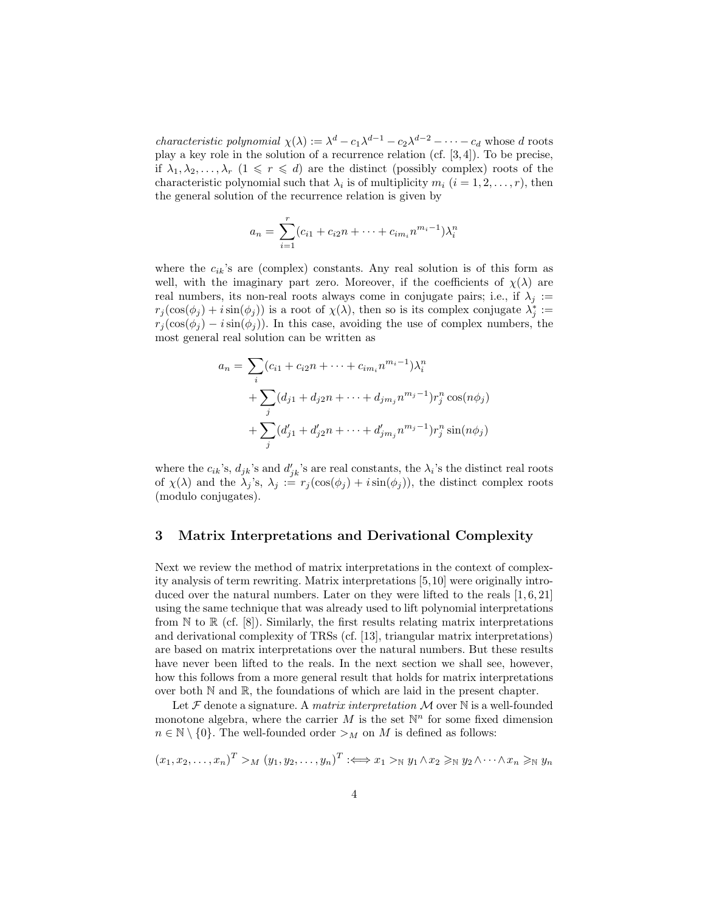*characteristic polynomial* $\chi(\lambda) := \lambda^d - c_1\lambda^{d-1} - c_2\lambda^{d-2} - \cdots - c_d$ whose $d$ roots play a key role in the solution of a recurrence relation (cf. [3,4]). To be precise, if $\lambda_1, \lambda_2, \ldots, \lambda_r$ ($1 \leqslant r \leqslant d$) are the distinct (possibly complex) roots of the characteristic polynomial such that $\lambda_i$ is of multiplicity $m_i$ ($i = 1, 2, \ldots, r$), then the general solution of the recurrence relation is given by

$$a_n = \sum_{i=1}^{r} (c_{i1} + c_{i2}n + \cdots + c_{im_i}n^{m_i-1})\lambda_i^n$$

where the $c_{ik}$'s are (complex) constants. Any real solution is of this form as well, with the imaginary part zero. Moreover, if the coefficients of $\chi(\lambda)$ are real numbers, its non-real roots always come in conjugate pairs; i.e., if $\lambda_j := r_j(\cos(\phi_j) + i\sin(\phi_j))$ is a root of $\chi(\lambda)$, then so is its complex conjugate $\lambda_j^* := r_j(\cos(\phi_j) - i\sin(\phi_j))$. In this case, avoiding the use of complex numbers, the most general real solution can be written as

$$\begin{aligned}
a_n = & \sum_i (c_{i1} + c_{i2}n + \cdots + c_{im_i}n^{m_i-1})\lambda_i^n \\
& + \sum_j (d_{j1} + d_{j2}n + \cdots + d_{jm_j}n^{m_j-1}) r_j^n \cos(n\phi_j) \\
& + \sum_j (d'_{j1} + d'_{j2}n + \cdots + d'_{jm_j}n^{m_j-1}) r_j^n \sin(n\phi_j)
\end{aligned}$$

where the $c_{ik}$'s, $d_{jk}$'s and $d'_{jk}$'s are real constants, the $\lambda_i$'s the distinct real roots of $\chi(\lambda)$ and the $\lambda_j$'s, $\lambda_j := r_j(\cos(\phi_j) + i\sin(\phi_j))$, the distinct complex roots (modulo conjugates).

## 3 Matrix Interpretations and Derivational Complexity

Next we review the method of matrix interpretations in the context of complexity analysis of term rewriting. Matrix interpretations [5,10] were originally introduced over the natural numbers. Later on they were lifted to the reals [1,6,21] using the same technique that was already used to lift polynomial interpretations from $\mathbb{N}$ to $\mathbb{R}$ (cf. [8]). Similarly, the first results relating matrix interpretations and derivational complexity of TRSs (cf. [13], triangular matrix interpretations) are based on matrix interpretations over the natural numbers. But these results have never been lifted to the reals. In the next section we shall see, however, how this follows from a more general result that holds for matrix interpretations over both $\mathbb{N}$ and $\mathbb{R}$, the foundations of which are laid in the present chapter.

Let $\mathcal{F}$ denote a signature. A *matrix interpretation* $\mathcal{M}$ over $\mathbb{N}$ is a well-founded monotone algebra, where the carrier $M$ is the set $\mathbb{N}^n$ for some fixed dimension $n \in \mathbb{N} \setminus \{0\}$. The well-founded order $>_M$ on $M$ is defined as follows:

$$(x_1, x_2, \ldots, x_n)^T >_M (y_1, y_2, \ldots, y_n)^T :\Longleftrightarrow x_1 >_{\mathbb{N}} y_1 \wedge x_2 \geqslant_{\mathbb{N}} y_2 \wedge \cdots \wedge x_n \geqslant_{\mathbb{N}} y_n$$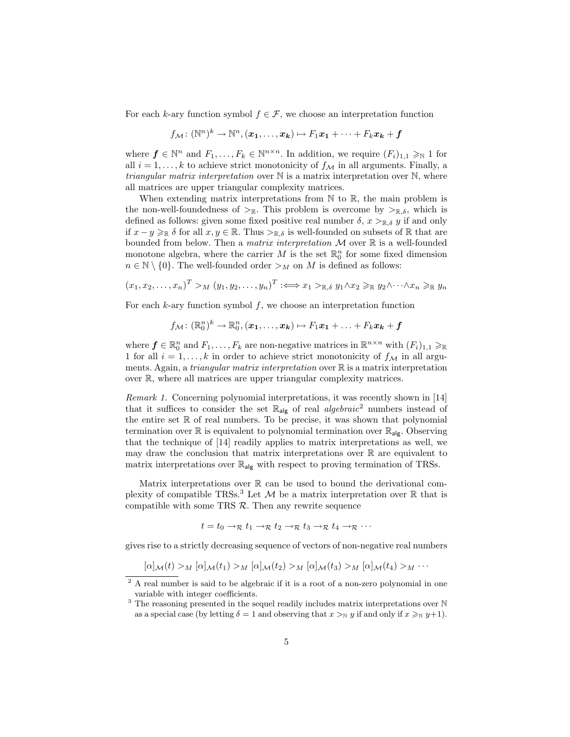For each $k$-ary function symbol $f \in \mathcal{F}$, we choose an interpretation function

$$f_{\mathcal{M}} \colon (\mathbb{N}^n)^k \to \mathbb{N}^n, (\boldsymbol{x_1}, \ldots, \boldsymbol{x_k}) \mapsto F_1 \boldsymbol{x_1} + \cdots + F_k \boldsymbol{x_k} + \boldsymbol{f}$$

where $\boldsymbol{f} \in \mathbb{N}^n$ and $F_1, \ldots, F_k \in \mathbb{N}^{n \times n}$. In addition, we require $(F_i)_{1,1} \geqslant_{\mathbb{N}} 1$ for all $i = 1, \ldots, k$ to achieve strict monotonicity of $f_{\mathcal{M}}$ in all arguments. Finally, a *triangular matrix interpretation* over $\mathbb{N}$ is a matrix interpretation over $\mathbb{N}$, where all matrices are upper triangular complexity matrices.

When extending matrix interpretations from $\mathbb{N}$ to $\mathbb{R}$, the main problem is the non-well-foundedness of $>_{\mathbb{R}}$. This problem is overcome by $>_{\mathbb{R},\delta}$, which is defined as follows: given some fixed positive real number $\delta$, $x >_{\mathbb{R},\delta} y$ if and only if $x - y \geqslant_{\mathbb{R}} \delta$ for all $x, y \in \mathbb{R}$. Thus $>_{\mathbb{R},\delta}$ is well-founded on subsets of $\mathbb{R}$ that are bounded from below. Then a *matrix interpretation* $\mathcal{M}$ over $\mathbb{R}$ is a well-founded monotone algebra, where the carrier $M$ is the set $\mathbb{R}_0^n$ for some fixed dimension $n \in \mathbb{N} \setminus \{0\}$. The well-founded order $>_M$ on $M$ is defined as follows:

$$(x_1, x_2, \ldots, x_n)^T >_M (y_1, y_2, \ldots, y_n)^T :\Longleftrightarrow x_1 >_{\mathbb{R},\delta} y_1 \wedge x_2 \geqslant_{\mathbb{R}} y_2 \wedge \cdots \wedge x_n \geqslant_{\mathbb{R}} y_n$$

For each $k$-ary function symbol $f$, we choose an interpretation function

$$f_{\mathcal{M}} \colon (\mathbb{R}_0^n)^k \to \mathbb{R}_0^n, (\boldsymbol{x_1}, \ldots, \boldsymbol{x_k}) \mapsto F_1 \boldsymbol{x_1} + \ldots + F_k \boldsymbol{x_k} + \boldsymbol{f}$$

where $\boldsymbol{f} \in \mathbb{R}_0^n$ and $F_1, \ldots, F_k$ are non-negative matrices in $\mathbb{R}^{n \times n}$ with $(F_i)_{1,1} \geqslant_{\mathbb{R}} 1$ for all $i = 1, \ldots, k$ in order to achieve strict monotonicity of $f_{\mathcal{M}}$ in all arguments. Again, a *triangular matrix interpretation* over $\mathbb{R}$ is a matrix interpretation over $\mathbb{R}$, where all matrices are upper triangular complexity matrices.

*Remark 1.* Concerning polynomial interpretations, it was recently shown in [14] that it suffices to consider the set $\mathbb{R}_{\mathsf{alg}}$ of real *algebraic*[2] numbers instead of the entire set $\mathbb{R}$ of real numbers. To be precise, it was shown that polynomial termination over $\mathbb{R}$ is equivalent to polynomial termination over $\mathbb{R}_{\mathsf{alg}}$. Observing that the technique of [14] readily applies to matrix interpretations as well, we may draw the conclusion that matrix interpretations over $\mathbb{R}$ are equivalent to matrix interpretations over $\mathbb{R}_{\mathsf{alg}}$ with respect to proving termination of TRSs.

Matrix interpretations over $\mathbb{R}$ can be used to bound the derivational complexity of compatible TRSs.[3] Let $\mathcal{M}$ be a matrix interpretation over $\mathbb{R}$ that is compatible with some TRS $\mathcal{R}$. Then any rewrite sequence

$$t = t_0 \to_{\mathcal{R}} t_1 \to_{\mathcal{R}} t_2 \to_{\mathcal{R}} t_3 \to_{\mathcal{R}} t_4 \to_{\mathcal{R}} \cdots$$

gives rise to a strictly decreasing sequence of vectors of non-negative real numbers

$$[\alpha]_{\mathcal{M}}(t) >_M [\alpha]_{\mathcal{M}}(t_1) >_M [\alpha]_{\mathcal{M}}(t_2) >_M [\alpha]_{\mathcal{M}}(t_3) >_M [\alpha]_{\mathcal{M}}(t_4) >_M \cdots$$

---

[2] A real number is said to be algebraic if it is a root of a non-zero polynomial in one variable with integer coefficients.

[3] The reasoning presented in the sequel readily includes matrix interpretations over $\mathbb{N}$ as a special case (by letting $\delta = 1$ and observing that $x >_{\mathbb{N}} y$ if and only if $x \geqslant_{\mathbb{N}} y+1$).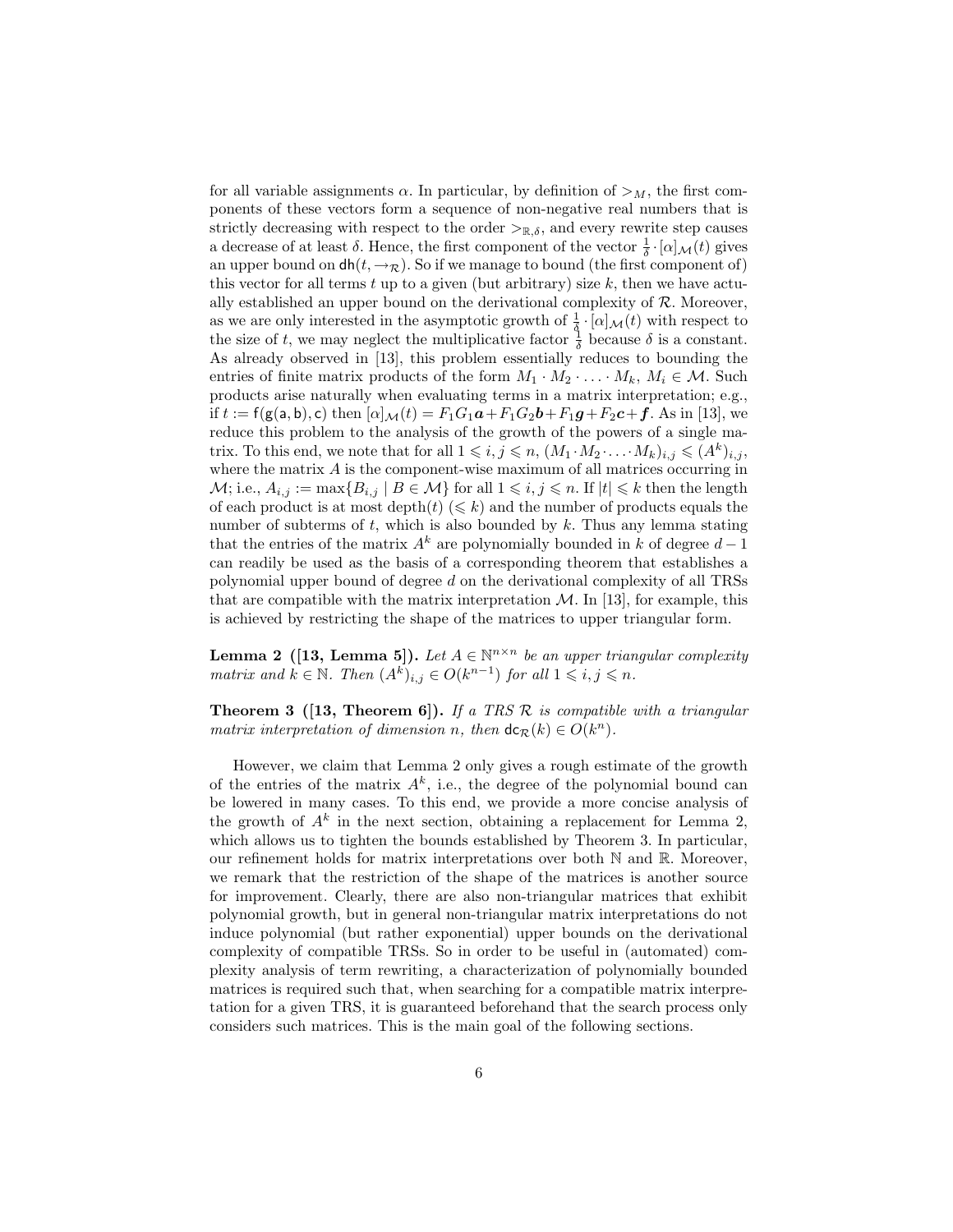for all variable assignments $\alpha$. In particular, by definition of $>_M$, the first components of these vectors form a sequence of non-negative real numbers that is strictly decreasing with respect to the order $>_{\mathbb{R},\delta}$, and every rewrite step causes a decrease of at least $\delta$. Hence, the first component of the vector $\frac{1}{\delta} \cdot [\alpha]_{\mathcal{M}}(t)$ gives an upper bound on $\mathsf{dh}(t, \rightarrow_{\mathcal{R}})$. So if we manage to bound (the first component of) this vector for all terms $t$ up to a given (but arbitrary) size $k$, then we have actually established an upper bound on the derivational complexity of $\mathcal{R}$. Moreover, as we are only interested in the asymptotic growth of $\frac{1}{\delta} \cdot [\alpha]_{\mathcal{M}}(t)$ with respect to the size of $t$, we may neglect the multiplicative factor $\frac{1}{\delta}$ because $\delta$ is a constant. As already observed in [13], this problem essentially reduces to bounding the entries of finite matrix products of the form $M_1 \cdot M_2 \cdot \ldots \cdot M_k$, $M_i \in \mathcal{M}$. Such products arise naturally when evaluating terms in a matrix interpretation; e.g., if $t := \mathsf{f}(\mathsf{g}(\mathsf{a}, \mathsf{b}), \mathsf{c})$ then $[\alpha]_{\mathcal{M}}(t) = F_1 G_1 \boldsymbol{a} + F_1 G_2 \boldsymbol{b} + F_1 \boldsymbol{g} + F_2 \boldsymbol{c} + \boldsymbol{f}$. As in [13], we reduce this problem to the analysis of the growth of the powers of a single matrix. To this end, we note that for all $1 \leqslant i, j \leqslant n$, $(M_1 \cdot M_2 \cdot \ldots \cdot M_k)_{i,j} \leqslant (A^k)_{i,j}$, where the matrix $A$ is the component-wise maximum of all matrices occurring in $\mathcal{M}$; i.e., $A_{i,j} := \max\{B_{i,j} \mid B \in \mathcal{M}\}$ for all $1 \leqslant i, j \leqslant n$. If $|t| \leqslant k$ then the length of each product is at most $\text{depth}(t)$ ($\leqslant k$) and the number of products equals the number of subterms of $t$, which is also bounded by $k$. Thus any lemma stating that the entries of the matrix $A^k$ are polynomially bounded in $k$ of degree $d-1$ can readily be used as the basis of a corresponding theorem that establishes a polynomial upper bound of degree $d$ on the derivational complexity of all TRSs that are compatible with the matrix interpretation $\mathcal{M}$. In [13], for example, this is achieved by restricting the shape of the matrices to upper triangular form.

**Lemma 2 ([13, Lemma 5]).** *Let $A \in \mathbb{N}^{n \times n}$ be an upper triangular complexity matrix and $k \in \mathbb{N}$. Then $(A^k)_{i,j} \in O(k^{n-1})$ for all $1 \leqslant i, j \leqslant n$.*

**Theorem 3 ([13, Theorem 6]).** *If a TRS $\mathcal{R}$ is compatible with a triangular matrix interpretation of dimension $n$, then $\mathsf{dc}_{\mathcal{R}}(k) \in O(k^n)$.*

However, we claim that Lemma 2 only gives a rough estimate of the growth of the entries of the matrix $A^k$, i.e., the degree of the polynomial bound can be lowered in many cases. To this end, we provide a more concise analysis of the growth of $A^k$ in the next section, obtaining a replacement for Lemma 2, which allows us to tighten the bounds established by Theorem 3. In particular, our refinement holds for matrix interpretations over both $\mathbb{N}$ and $\mathbb{R}$. Moreover, we remark that the restriction of the shape of the matrices is another source for improvement. Clearly, there are also non-triangular matrices that exhibit polynomial growth, but in general non-triangular matrix interpretations do not induce polynomial (but rather exponential) upper bounds on the derivational complexity of compatible TRSs. So in order to be useful in (automated) complexity analysis of term rewriting, a characterization of polynomially bounded matrices is required such that, when searching for a compatible matrix interpretation for a given TRS, it is guaranteed beforehand that the search process only considers such matrices. This is the main goal of the following sections.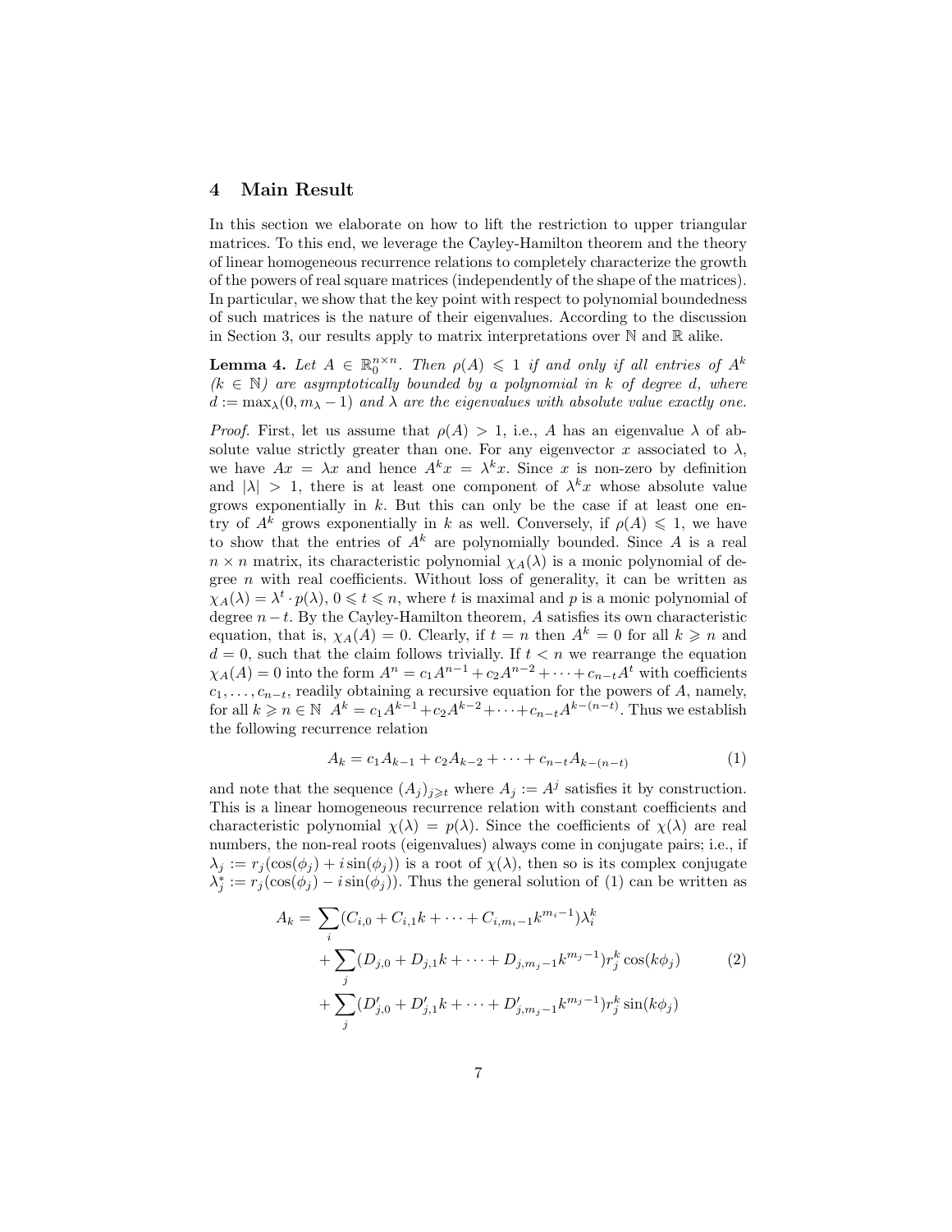## 4 Main Result

In this section we elaborate on how to lift the restriction to upper triangular matrices. To this end, we leverage the Cayley-Hamilton theorem and the theory of linear homogeneous recurrence relations to completely characterize the growth of the powers of real square matrices (independently of the shape of the matrices). In particular, we show that the key point with respect to polynomial boundedness of such matrices is the nature of their eigenvalues. According to the discussion in Section 3, our results apply to matrix interpretations over $\mathbb{N}$ and $\mathbb{R}$ alike.

**Lemma 4.** *Let $A \in \mathbb{R}_0^{n \times n}$. Then $\rho(A) \leqslant 1$ if and only if all entries of $A^k$ ($k \in \mathbb{N}$) are asymptotically bounded by a polynomial in $k$ of degree $d$, where $d := \max_\lambda(0, m_\lambda - 1)$ and $\lambda$ are the eigenvalues with absolute value exactly one.*

*Proof.* First, let us assume that $\rho(A) > 1$, i.e., $A$ has an eigenvalue $\lambda$ of absolute value strictly greater than one. For any eigenvector $x$ associated to $\lambda$, we have $Ax = \lambda x$ and hence $A^k x = \lambda^k x$. Since $x$ is non-zero by definition and $|\lambda| > 1$, there is at least one component of $\lambda^k x$ whose absolute value grows exponentially in $k$. But this can only be the case if at least one entry of $A^k$ grows exponentially in $k$ as well. Conversely, if $\rho(A) \leqslant 1$, we have to show that the entries of $A^k$ are polynomially bounded. Since $A$ is a real $n \times n$ matrix, its characteristic polynomial $\chi_A(\lambda)$ is a monic polynomial of degree $n$ with real coefficients. Without loss of generality, it can be written as $\chi_A(\lambda) = \lambda^t \cdot p(\lambda)$, $0 \leqslant t \leqslant n$, where $t$ is maximal and $p$ is a monic polynomial of degree $n-t$. By the Cayley-Hamilton theorem, $A$ satisfies its own characteristic equation, that is, $\chi_A(A) = 0$. Clearly, if $t = n$ then $A^k = 0$ for all $k \geqslant n$ and $d = 0$, such that the claim follows trivially. If $t < n$ we rearrange the equation $\chi_A(A) = 0$ into the form $A^n = c_1 A^{n-1} + c_2 A^{n-2} + \cdots + c_{n-t} A^t$ with coefficients $c_1, \ldots, c_{n-t}$, readily obtaining a recursive equation for the powers of $A$, namely, for all $k \geqslant n \in \mathbb{N}$ $A^k = c_1 A^{k-1} + c_2 A^{k-2} + \cdots + c_{n-t} A^{k-(n-t)}$. Thus we establish the following recurrence relation

$$A_k = c_1 A_{k-1} + c_2 A_{k-2} + \cdots + c_{n-t} A_{k-(n-t)} \tag{1}$$

and note that the sequence $(A_j)_{j \geqslant t}$ where $A_j := A^j$ satisfies it by construction. This is a linear homogeneous recurrence relation with constant coefficients and characteristic polynomial $\chi(\lambda) = p(\lambda)$. Since the coefficients of $\chi(\lambda)$ are real numbers, the non-real roots (eigenvalues) always come in conjugate pairs; i.e., if $\lambda_j := r_j(\cos(\phi_j) + i \sin(\phi_j))$ is a root of $\chi(\lambda)$, then so is its complex conjugate $\lambda_j^* := r_j(\cos(\phi_j) - i \sin(\phi_j))$. Thus the general solution of (1) can be written as

$$\begin{aligned}
A_k = & \sum_i (C_{i,0} + C_{i,1}k + \cdots + C_{i,m_i-1}k^{m_i-1})\lambda_i^k \\
& + \sum_j (D_{j,0} + D_{j,1}k + \cdots + D_{j,m_j-1}k^{m_j-1}) r_j^k \cos(k\phi_j) \\
& + \sum_j (D'_{j,0} + D'_{j,1}k + \cdots + D'_{j,m_j-1}k^{m_j-1}) r_j^k \sin(k\phi_j)
\end{aligned} \tag{2}$$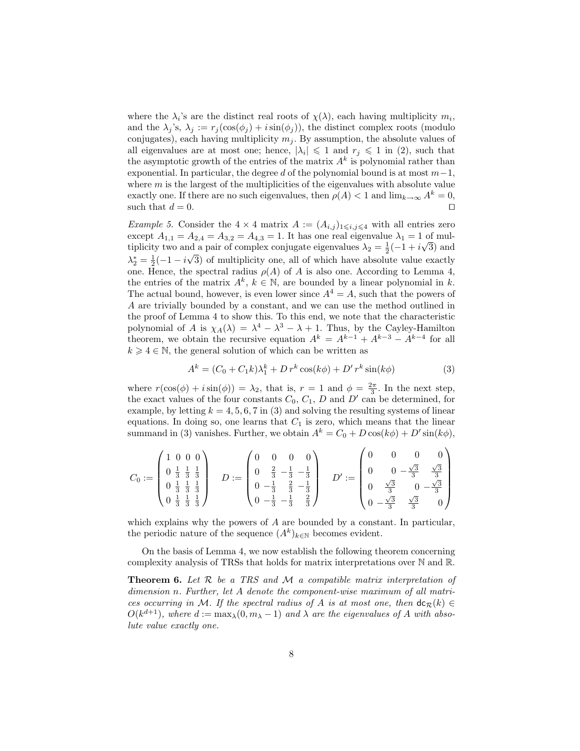where the $\lambda_i$'s are the distinct real roots of $\chi(\lambda)$, each having multiplicity $m_i$, and the $\lambda_j$'s, $\lambda_j := r_j(\cos(\phi_j) + i\sin(\phi_j))$, the distinct complex roots (modulo conjugates), each having multiplicity $m_j$. By assumption, the absolute values of all eigenvalues are at most one; hence, $|\lambda_i| \leqslant 1$ and $r_j \leqslant 1$ in (2), such that the asymptotic growth of the entries of the matrix $A^k$ is polynomial rather than exponential. In particular, the degree $d$ of the polynomial bound is at most $m-1$, where $m$ is the largest of the multiplicities of the eigenvalues with absolute value exactly one. If there are no such eigenvalues, then $\rho(A) < 1$ and $\lim_{k\to\infty} A^k = 0$, such that $d = 0$. ☐

*Example 5.* Consider the $4 \times 4$ matrix $A := (A_{i,j})_{1 \leqslant i,j \leqslant 4}$ with all entries zero except $A_{1,1} = A_{2,4} = A_{3,2} = A_{4,3} = 1$. It has one real eigenvalue $\lambda_1 = 1$ of multiplicity two and a pair of complex conjugate eigenvalues $\lambda_2 = \frac{1}{2}(-1 + i\sqrt{3})$ and $\lambda_2^* = \frac{1}{2}(-1 - i\sqrt{3})$ of multiplicity one, all of which have absolute value exactly one. Hence, the spectral radius $\rho(A)$ of $A$ is also one. According to Lemma 4, the entries of the matrix $A^k$, $k \in \mathbb{N}$, are bounded by a linear polynomial in $k$. The actual bound, however, is even lower since $A^4 = A$, such that the powers of $A$ are trivially bounded by a constant, and we can use the method outlined in the proof of Lemma 4 to show this. To this end, we note that the characteristic polynomial of $A$ is $\chi_A(\lambda) = \lambda^4 - \lambda^3 - \lambda + 1$. Thus, by the Cayley-Hamilton theorem, we obtain the recursive equation $A^k = A^{k-1} + A^{k-3} - A^{k-4}$ for all $k \geqslant 4 \in \mathbb{N}$, the general solution of which can be written as

$$A^k = (C_0 + C_1 k)\lambda_1^k + D\, r^k \cos(k\phi) + D'\, r^k \sin(k\phi) \tag{3}$$

where $r(\cos(\phi) + i\sin(\phi)) = \lambda_2$, that is, $r = 1$ and $\phi = \frac{2\pi}{3}$. In the next step, the exact values of the four constants $C_0$, $C_1$, $D$ and $D'$ can be determined, for example, by letting $k = 4, 5, 6, 7$ in (3) and solving the resulting systems of linear equations. In doing so, one learns that $C_1$ is zero, which means that the linear summand in (3) vanishes. Further, we obtain $A^k = C_0 + D\cos(k\phi) + D'\sin(k\phi)$,

$$C_0 := \begin{pmatrix} 1 & 0 & 0 & 0 \\ 0 & \frac{1}{3} & \frac{1}{3} & \frac{1}{3} \\ 0 & \frac{1}{3} & \frac{1}{3} & \frac{1}{3} \\ 0 & \frac{1}{3} & \frac{1}{3} & \frac{1}{3} \end{pmatrix} \quad D := \begin{pmatrix} 0 & 0 & 0 & 0 \\ 0 & \frac{2}{3} & -\frac{1}{3} & -\frac{1}{3} \\ 0 & -\frac{1}{3} & \frac{2}{3} & -\frac{1}{3} \\ 0 & -\frac{1}{3} & -\frac{1}{3} & \frac{2}{3} \end{pmatrix} \quad D' := \begin{pmatrix} 0 & 0 & 0 & 0 \\ 0 & 0 & -\frac{\sqrt{3}}{3} & \frac{\sqrt{3}}{3} \\ 0 & \frac{\sqrt{3}}{3} & 0 & -\frac{\sqrt{3}}{3} \\ 0 & -\frac{\sqrt{3}}{3} & \frac{\sqrt{3}}{3} & 0 \end{pmatrix}$$

which explains why the powers of $A$ are bounded by a constant. In particular, the periodic nature of the sequence $(A^k)_{k\in\mathbb{N}}$ becomes evident.

On the basis of Lemma 4, we now establish the following theorem concerning complexity analysis of TRSs that holds for matrix interpretations over $\mathbb{N}$ and $\mathbb{R}$.

**Theorem 6.** *Let $\mathcal{R}$ be a TRS and $\mathcal{M}$ a compatible matrix interpretation of dimension $n$. Further, let $A$ denote the component-wise maximum of all matrices occurring in $\mathcal{M}$. If the spectral radius of $A$ is at most one, then $\mathsf{dc}_{\mathcal{R}}(k) \in O(k^{d+1})$, where $d := \max_\lambda(0, m_\lambda - 1)$ and $\lambda$ are the eigenvalues of $A$ with absolute value exactly one.*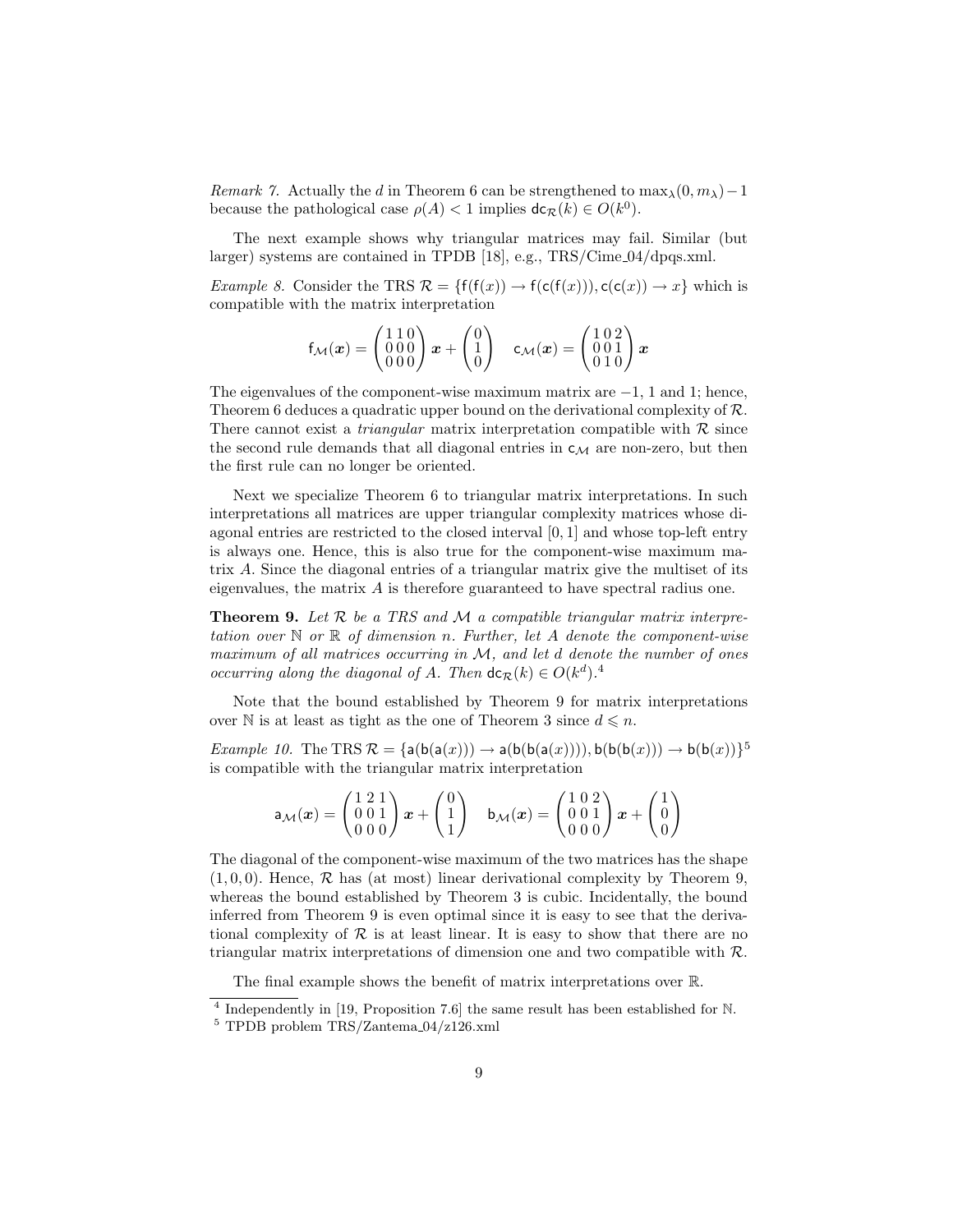*Remark 7.* Actually the $d$ in Theorem 6 can be strengthened to $\max_\lambda(0, m_\lambda) - 1$ because the pathological case $\rho(A) < 1$ implies $\mathsf{dc}_\mathcal{R}(k) \in O(k^0)$.

The next example shows why triangular matrices may fail. Similar (but larger) systems are contained in TPDB [18], e.g., TRS/Cime_04/dpqs.xml.

*Example 8.* Consider the TRS $\mathcal{R} = \{\mathsf{f}(\mathsf{f}(x)) \to \mathsf{f}(\mathsf{c}(\mathsf{f}(x))), \mathsf{c}(\mathsf{c}(x)) \to x\}$ which is compatible with the matrix interpretation

$$\mathsf{f}_\mathcal{M}(\boldsymbol{x}) = \begin{pmatrix} 1 & 1 & 0 \\ 0 & 0 & 0 \\ 0 & 0 & 0 \end{pmatrix} \boldsymbol{x} + \begin{pmatrix} 0 \\ 1 \\ 0 \end{pmatrix} \quad \mathsf{c}_\mathcal{M}(\boldsymbol{x}) = \begin{pmatrix} 1 & 0 & 2 \\ 0 & 0 & 1 \\ 0 & 1 & 0 \end{pmatrix} \boldsymbol{x}$$

The eigenvalues of the component-wise maximum matrix are $-1$, 1 and 1; hence, Theorem 6 deduces a quadratic upper bound on the derivational complexity of $\mathcal{R}$. There cannot exist a *triangular* matrix interpretation compatible with $\mathcal{R}$ since the second rule demands that all diagonal entries in $\mathsf{c}_\mathcal{M}$ are non-zero, but then the first rule can no longer be oriented.

Next we specialize Theorem 6 to triangular matrix interpretations. In such interpretations all matrices are upper triangular complexity matrices whose diagonal entries are restricted to the closed interval $[0, 1]$ and whose top-left entry is always one. Hence, this is also true for the component-wise maximum matrix $A$. Since the diagonal entries of a triangular matrix give the multiset of its eigenvalues, the matrix $A$ is therefore guaranteed to have spectral radius one.

**Theorem 9.** *Let $\mathcal{R}$ be a TRS and $\mathcal{M}$ a compatible triangular matrix interpretation over $\mathbb{N}$ or $\mathbb{R}$ of dimension $n$. Further, let $A$ denote the component-wise maximum of all matrices occurring in $\mathcal{M}$, and let $d$ denote the number of ones occurring along the diagonal of $A$. Then $\mathsf{dc}_\mathcal{R}(k) \in O(k^d)$.*[4]

Note that the bound established by Theorem 9 for matrix interpretations over $\mathbb{N}$ is at least as tight as the one of Theorem 3 since $d \leqslant n$.

*Example 10.* The TRS $\mathcal{R} = \{\mathsf{a}(\mathsf{b}(\mathsf{a}(x))) \to \mathsf{a}(\mathsf{b}(\mathsf{b}(\mathsf{a}(x)))), \mathsf{b}(\mathsf{b}(\mathsf{b}(x))) \to \mathsf{b}(\mathsf{b}(x))\}$[5] is compatible with the triangular matrix interpretation

$$\mathsf{a}_\mathcal{M}(\boldsymbol{x}) = \begin{pmatrix} 1 & 2 & 1 \\ 0 & 0 & 1 \\ 0 & 0 & 0 \end{pmatrix} \boldsymbol{x} + \begin{pmatrix} 0 \\ 1 \\ 1 \end{pmatrix} \quad \mathsf{b}_\mathcal{M}(\boldsymbol{x}) = \begin{pmatrix} 1 & 0 & 2 \\ 0 & 0 & 1 \\ 0 & 0 & 0 \end{pmatrix} \boldsymbol{x} + \begin{pmatrix} 1 \\ 0 \\ 0 \end{pmatrix}$$

The diagonal of the component-wise maximum of the two matrices has the shape $(1, 0, 0)$. Hence, $\mathcal{R}$ has (at most) linear derivational complexity by Theorem 9, whereas the bound established by Theorem 3 is cubic. Incidentally, the bound inferred from Theorem 9 is even optimal since it is easy to see that the derivational complexity of $\mathcal{R}$ is at least linear. It is easy to show that there are no triangular matrix interpretations of dimension one and two compatible with $\mathcal{R}$.

The final example shows the benefit of matrix interpretations over $\mathbb{R}$.

---

[4] Independently in [19, Proposition 7.6] the same result has been established for $\mathbb{N}$.

[5] TPDB problem TRS/Zantema_04/z126.xml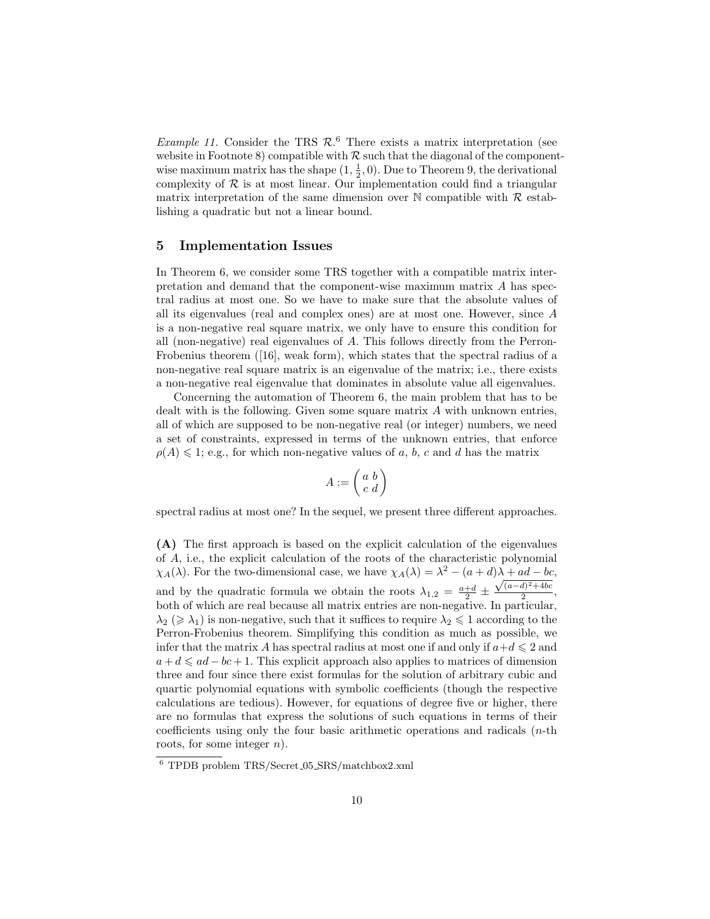*Example 11.* Consider the TRS $\mathcal{R}$.[6] There exists a matrix interpretation (see website in Footnote 8) compatible with $\mathcal{R}$ such that the diagonal of the component-wise maximum matrix has the shape $(1, \frac{1}{2}, 0)$. Due to Theorem 9, the derivational complexity of $\mathcal{R}$ is at most linear. Our implementation could find a triangular matrix interpretation of the same dimension over $\mathbb{N}$ compatible with $\mathcal{R}$ establishing a quadratic but not a linear bound.

## 5 Implementation Issues

In Theorem 6, we consider some TRS together with a compatible matrix interpretation and demand that the component-wise maximum matrix $A$ has spectral radius at most one. So we have to make sure that the absolute values of all its eigenvalues (real and complex ones) are at most one. However, since $A$ is a non-negative real square matrix, we only have to ensure this condition for all (non-negative) real eigenvalues of $A$. This follows directly from the Perron-Frobenius theorem ([16], weak form), which states that the spectral radius of a non-negative real square matrix is an eigenvalue of the matrix; i.e., there exists a non-negative real eigenvalue that dominates in absolute value all eigenvalues.

Concerning the automation of Theorem 6, the main problem that has to be dealt with is the following. Given some square matrix $A$ with unknown entries, all of which are supposed to be non-negative real (or integer) numbers, we need a set of constraints, expressed in terms of the unknown entries, that enforce $\rho(A) \leqslant 1$; e.g., for which non-negative values of $a$, $b$, $c$ and $d$ has the matrix

$$A := \begin{pmatrix} a & b \\ c & d \end{pmatrix}$$

spectral radius at most one? In the sequel, we present three different approaches.

**(A)** The first approach is based on the explicit calculation of the eigenvalues of $A$, i.e., the explicit calculation of the roots of the characteristic polynomial $\chi_A(\lambda)$. For the two-dimensional case, we have $\chi_A(\lambda) = \lambda^2 - (a+d)\lambda + ad - bc$, and by the quadratic formula we obtain the roots $\lambda_{1,2} = \frac{a+d}{2} \pm \frac{\sqrt{(a-d)^2+4bc}}{2}$, both of which are real because all matrix entries are non-negative. In particular, $\lambda_2$ ($\geqslant \lambda_1$) is non-negative, such that it suffices to require $\lambda_2 \leqslant 1$ according to the Perron-Frobenius theorem. Simplifying this condition as much as possible, we infer that the matrix $A$ has spectral radius at most one if and only if $a+d \leqslant 2$ and $a+d \leqslant ad-bc+1$. This explicit approach also applies to matrices of dimension three and four since there exist formulas for the solution of arbitrary cubic and quartic polynomial equations with symbolic coefficients (though the respective calculations are tedious). However, for equations of degree five or higher, there are no formulas that express the solutions of such equations in terms of their coefficients using only the four basic arithmetic operations and radicals ($n$-th roots, for some integer $n$).

---

[6] TPDB problem TRS/Secret_05_SRS/matchbox2.xml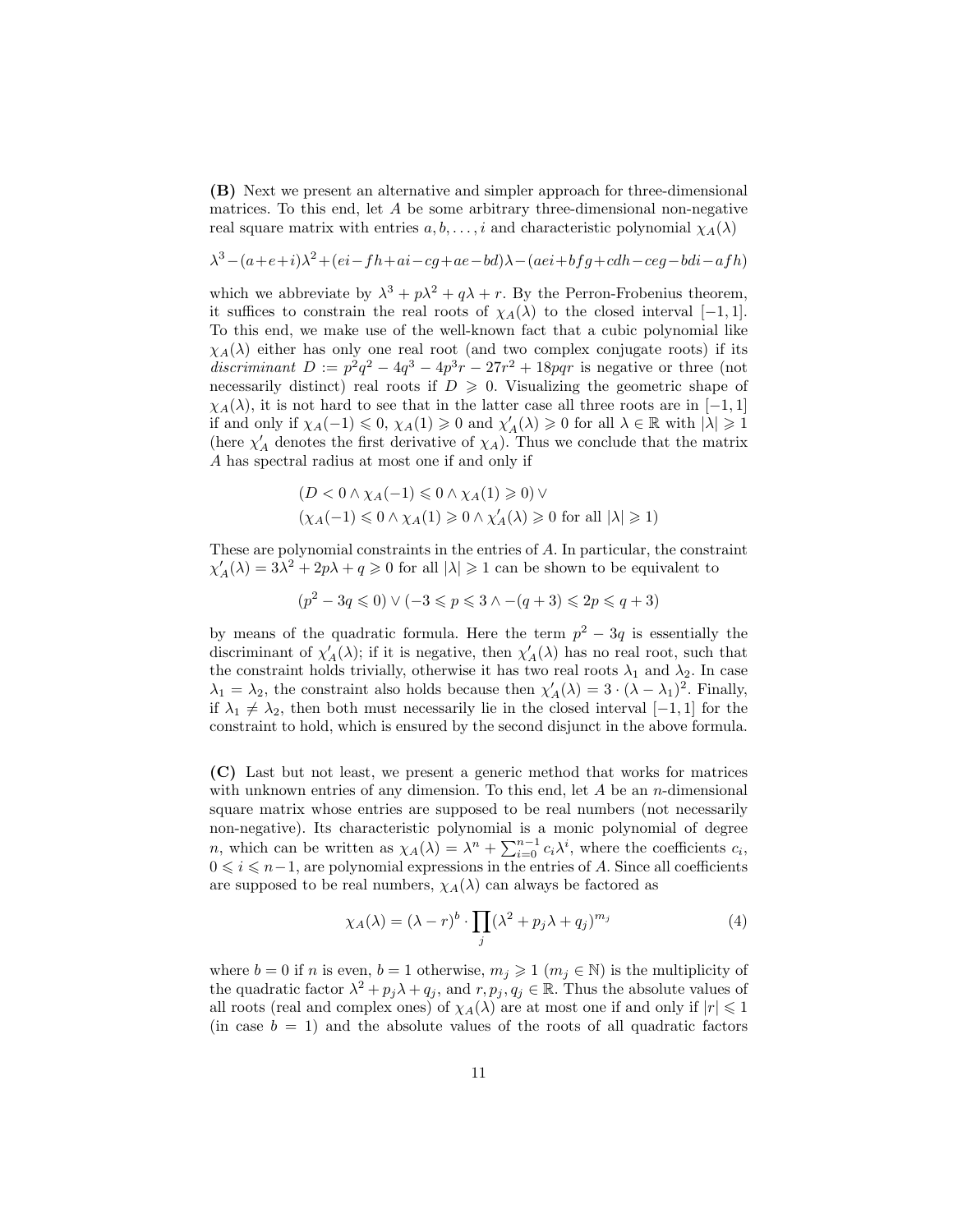**(B)** Next we present an alternative and simpler approach for three-dimensional matrices. To this end, let $A$ be some arbitrary three-dimensional non-negative real square matrix with entries $a, b, \ldots, i$ and characteristic polynomial $\chi_A(\lambda)$

$$\lambda^3 - (a+e+i)\lambda^2 + (ei - fh + ai - cg + ae - bd)\lambda - (aei + bfg + cdh - ceg - bdi - afh)$$

which we abbreviate by $\lambda^3 + p\lambda^2 + q\lambda + r$. By the Perron-Frobenius theorem, it suffices to constrain the real roots of $\chi_A(\lambda)$ to the closed interval $[-1, 1]$. To this end, we make use of the well-known fact that a cubic polynomial like $\chi_A(\lambda)$ either has only one real root (and two complex conjugate roots) if its *discriminant* $D := p^2q^2 - 4q^3 - 4p^3r - 27r^2 + 18pqr$ is negative or three (not necessarily distinct) real roots if $D \geqslant 0$. Visualizing the geometric shape of $\chi_A(\lambda)$, it is not hard to see that in the latter case all three roots are in $[-1, 1]$ if and only if $\chi_A(-1) \leqslant 0$, $\chi_A(1) \geqslant 0$ and $\chi'_A(\lambda) \geqslant 0$ for all $\lambda \in \mathbb{R}$ with $|\lambda| \geqslant 1$ (here $\chi'_A$ denotes the first derivative of $\chi_A$). Thus we conclude that the matrix $A$ has spectral radius at most one if and only if

$$(D < 0 \wedge \chi_A(-1) \leqslant 0 \wedge \chi_A(1) \geqslant 0) \vee$$
$$(\chi_A(-1) \leqslant 0 \wedge \chi_A(1) \geqslant 0 \wedge \chi'_A(\lambda) \geqslant 0 \text{ for all } |\lambda| \geqslant 1)$$

These are polynomial constraints in the entries of $A$. In particular, the constraint $\chi'_A(\lambda) = 3\lambda^2 + 2p\lambda + q \geqslant 0$ for all $|\lambda| \geqslant 1$ can be shown to be equivalent to

$$(p^2 - 3q \leqslant 0) \vee (-3 \leqslant p \leqslant 3 \wedge -(q+3) \leqslant 2p \leqslant q+3)$$

by means of the quadratic formula. Here the term $p^2 - 3q$ is essentially the discriminant of $\chi'_A(\lambda)$; if it is negative, then $\chi'_A(\lambda)$ has no real root, such that the constraint holds trivially, otherwise it has two real roots $\lambda_1$ and $\lambda_2$. In case $\lambda_1 = \lambda_2$, the constraint also holds because then $\chi'_A(\lambda) = 3 \cdot (\lambda - \lambda_1)^2$. Finally, if $\lambda_1 \neq \lambda_2$, then both must necessarily lie in the closed interval $[-1, 1]$ for the constraint to hold, which is ensured by the second disjunct in the above formula.

**(C)** Last but not least, we present a generic method that works for matrices with unknown entries of any dimension. To this end, let $A$ be an $n$-dimensional square matrix whose entries are supposed to be real numbers (not necessarily non-negative). Its characteristic polynomial is a monic polynomial of degree $n$, which can be written as $\chi_A(\lambda) = \lambda^n + \sum_{i=0}^{n-1} c_i\lambda^i$, where the coefficients $c_i$, $0 \leqslant i \leqslant n-1$, are polynomial expressions in the entries of $A$. Since all coefficients are supposed to be real numbers, $\chi_A(\lambda)$ can always be factored as

$$\chi_A(\lambda) = (\lambda - r)^b \cdot \prod_j (\lambda^2 + p_j\lambda + q_j)^{m_j} \tag{4}$$

where $b = 0$ if $n$ is even, $b = 1$ otherwise, $m_j \geqslant 1$ ($m_j \in \mathbb{N}$) is the multiplicity of the quadratic factor $\lambda^2 + p_j\lambda + q_j$, and $r, p_j, q_j \in \mathbb{R}$. Thus the absolute values of all roots (real and complex ones) of $\chi_A(\lambda)$ are at most one if and only if $|r| \leqslant 1$ (in case $b = 1$) and the absolute values of the roots of all quadratic factors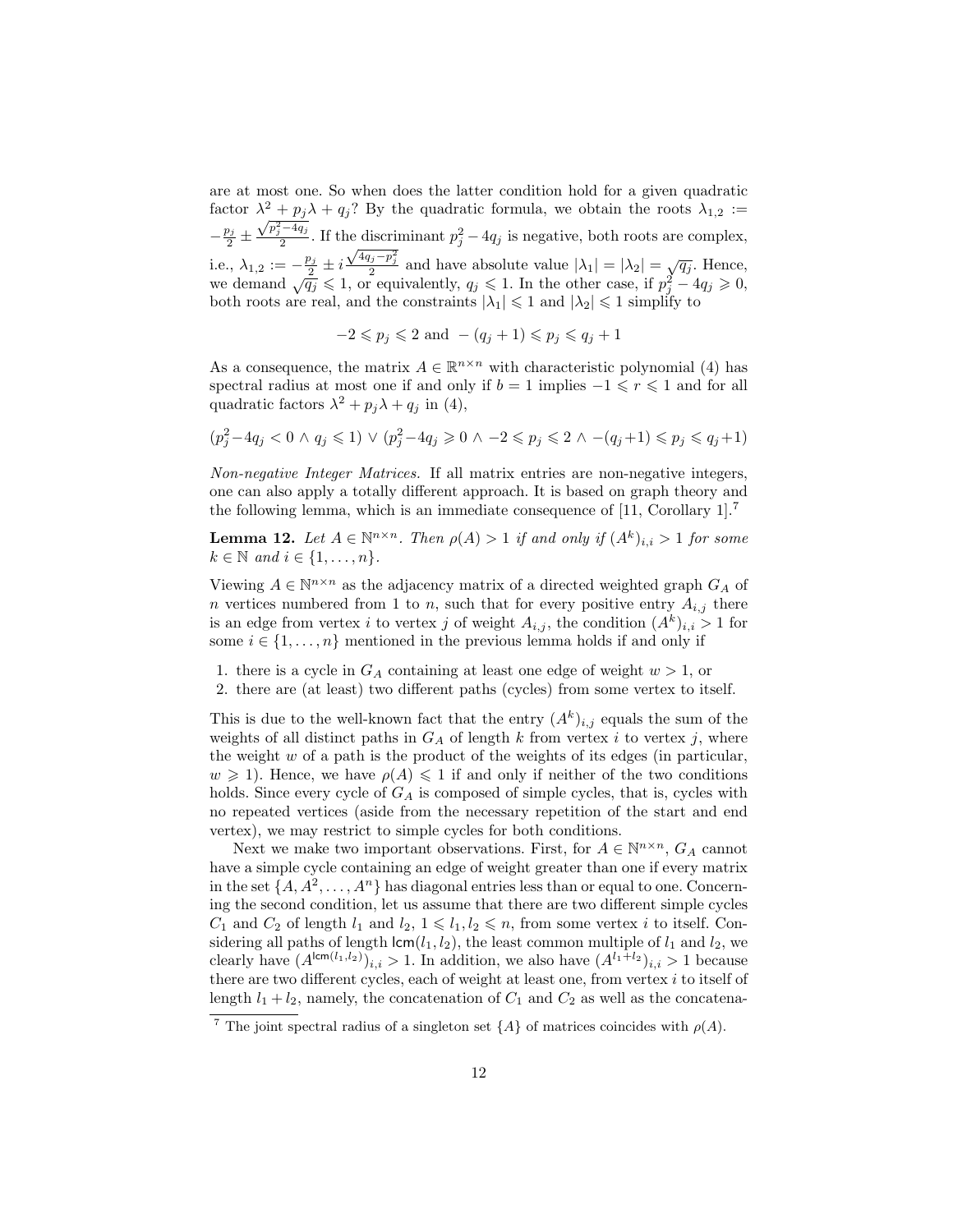are at most one. So when does the latter condition hold for a given quadratic factor $\lambda^2 + p_j\lambda + q_j$? By the quadratic formula, we obtain the roots $\lambda_{1,2} := -\frac{p_j}{2} \pm \frac{\sqrt{p_j^2 - 4q_j}}{2}$. If the discriminant $p_j^2 - 4q_j$ is negative, both roots are complex, i.e., $\lambda_{1,2} := -\frac{p_j}{2} \pm i\frac{\sqrt{4q_j - p_j^2}}{2}$ and have absolute value $|\lambda_1| = |\lambda_2| = \sqrt{q_j}$. Hence, we demand $\sqrt{q_j} \leqslant 1$, or equivalently, $q_j \leqslant 1$. In the other case, if $p_j^2 - 4q_j \geqslant 0$, both roots are real, and the constraints $|\lambda_1| \leqslant 1$ and $|\lambda_2| \leqslant 1$ simplify to

$$-2 \leqslant p_j \leqslant 2 \text{ and } -(q_j + 1) \leqslant p_j \leqslant q_j + 1$$

As a consequence, the matrix $A \in \mathbb{R}^{n \times n}$ with characteristic polynomial (4) has spectral radius at most one if and only if $b = 1$ implies $-1 \leqslant r \leqslant 1$ and for all quadratic factors $\lambda^2 + p_j\lambda + q_j$ in (4),

$$(p_j^2 - 4q_j < 0 \wedge q_j \leqslant 1) \vee (p_j^2 - 4q_j \geqslant 0 \wedge -2 \leqslant p_j \leqslant 2 \wedge -(q_j + 1) \leqslant p_j \leqslant q_j + 1)$$

*Non-negative Integer Matrices.* If all matrix entries are non-negative integers, one can also apply a totally different approach. It is based on graph theory and the following lemma, which is an immediate consequence of [11, Corollary 1].[7]

**Lemma 12.** *Let $A \in \mathbb{N}^{n \times n}$. Then $\rho(A) > 1$ if and only if $(A^k)_{i,i} > 1$ for some $k \in \mathbb{N}$ and $i \in \{1, \ldots, n\}$.*

Viewing $A \in \mathbb{N}^{n \times n}$ as the adjacency matrix of a directed weighted graph $G_A$ of $n$ vertices numbered from 1 to $n$, such that for every positive entry $A_{i,j}$ there is an edge from vertex $i$ to vertex $j$ of weight $A_{i,j}$, the condition $(A^k)_{i,i} > 1$ for some $i \in \{1, \ldots, n\}$ mentioned in the previous lemma holds if and only if

1. there is a cycle in $G_A$ containing at least one edge of weight $w > 1$, or
2. there are (at least) two different paths (cycles) from some vertex to itself.

This is due to the well-known fact that the entry $(A^k)_{i,j}$ equals the sum of the weights of all distinct paths in $G_A$ of length $k$ from vertex $i$ to vertex $j$, where the weight $w$ of a path is the product of the weights of its edges (in particular, $w \geqslant 1$). Hence, we have $\rho(A) \leqslant 1$ if and only if neither of the two conditions holds. Since every cycle of $G_A$ is composed of simple cycles, that is, cycles with no repeated vertices (aside from the necessary repetition of the start and end vertex), we may restrict to simple cycles for both conditions.

Next we make two important observations. First, for $A \in \mathbb{N}^{n \times n}$, $G_A$ cannot have a simple cycle containing an edge of weight greater than one if every matrix in the set $\{A, A^2, \ldots, A^n\}$ has diagonal entries less than or equal to one. Concerning the second condition, let us assume that there are two different simple cycles $C_1$ and $C_2$ of length $l_1$ and $l_2$, $1 \leqslant l_1, l_2 \leqslant n$, from some vertex $i$ to itself. Considering all paths of length $\mathsf{lcm}(l_1, l_2)$, the least common multiple of $l_1$ and $l_2$, we clearly have $(A^{\mathsf{lcm}(l_1,l_2)})_{i,i} > 1$. In addition, we also have $(A^{l_1+l_2})_{i,i} > 1$ because there are two different cycles, each of weight at least one, from vertex $i$ to itself of length $l_1 + l_2$, namely, the concatenation of $C_1$ and $C_2$ as well as the concatena-

[7] The joint spectral radius of a singleton set $\{A\}$ of matrices coincides with $\rho(A)$.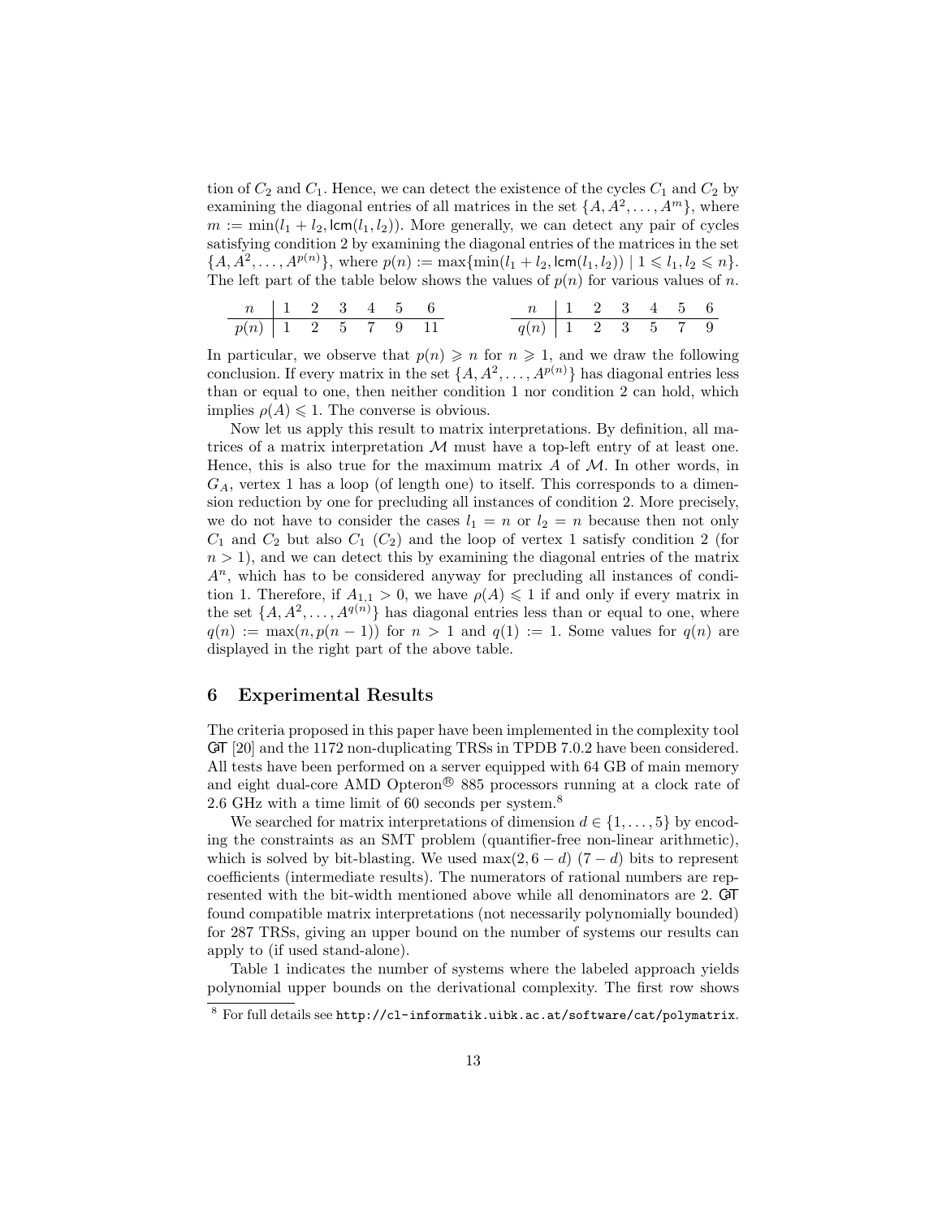tion of $C_2$ and $C_1$. Hence, we can detect the existence of the cycles $C_1$ and $C_2$ by examining the diagonal entries of all matrices in the set $\{A, A^2, \ldots, A^m\}$, where $m := \min(l_1 + l_2, \mathsf{lcm}(l_1, l_2))$. More generally, we can detect any pair of cycles satisfying condition 2 by examining the diagonal entries of the matrices in the set $\{A, A^2, \ldots, A^{p(n)}\}$, where $p(n) := \max\{\min(l_1 + l_2, \mathsf{lcm}(l_1, l_2)) \mid 1 \leqslant l_1, l_2 \leqslant n\}$. The left part of the table below shows the values of $p(n)$ for various values of $n$.

| $n$ | 1 | 2 | 3 | 4 | 5 | 6 |
|---|---|---|---|---|---|---|
| $p(n)$ | 1 | 2 | 5 | 7 | 9 | 11 |

| $n$ | 1 | 2 | 3 | 4 | 5 | 6 |
|---|---|---|---|---|---|---|
| $q(n)$ | 1 | 2 | 3 | 5 | 7 | 9 |

In particular, we observe that $p(n) \geqslant n$ for $n \geqslant 1$, and we draw the following conclusion. If every matrix in the set $\{A, A^2, \ldots, A^{p(n)}\}$ has diagonal entries less than or equal to one, then neither condition 1 nor condition 2 can hold, which implies $\rho(A) \leqslant 1$. The converse is obvious.

Now let us apply this result to matrix interpretations. By definition, all matrices of a matrix interpretation $\mathcal{M}$ must have a top-left entry of at least one. Hence, this is also true for the maximum matrix $A$ of $\mathcal{M}$. In other words, in $G_A$, vertex 1 has a loop (of length one) to itself. This corresponds to a dimension reduction by one for precluding all instances of condition 2. More precisely, we do not have to consider the cases $l_1 = n$ or $l_2 = n$ because then not only $C_1$ and $C_2$ but also $C_1$ ($C_2$) and the loop of vertex 1 satisfy condition 2 (for $n > 1$), and we can detect this by examining the diagonal entries of the matrix $A^n$, which has to be considered anyway for precluding all instances of condition 1. Therefore, if $A_{1,1} > 0$, we have $\rho(A) \leqslant 1$ if and only if every matrix in the set $\{A, A^2, \ldots, A^{q(n)}\}$ has diagonal entries less than or equal to one, where $q(n) := \max(n, p(n-1))$ for $n > 1$ and $q(1) := 1$. Some values for $q(n)$ are displayed in the right part of the above table.

## 6 Experimental Results

The criteria proposed in this paper have been implemented in the complexity tool CaT [20] and the 1172 non-duplicating TRSs in TPDB 7.0.2 have been considered. All tests have been performed on a server equipped with 64 GB of main memory and eight dual-core AMD Opteron® 885 processors running at a clock rate of 2.6 GHz with a time limit of 60 seconds per system.[8]

We searched for matrix interpretations of dimension $d \in \{1, \ldots, 5\}$ by encoding the constraints as an SMT problem (quantifier-free non-linear arithmetic), which is solved by bit-blasting. We used $\max(2, 6-d)$ $(7-d)$ bits to represent coefficients (intermediate results). The numerators of rational numbers are represented with the bit-width mentioned above while all denominators are 2. CaT found compatible matrix interpretations (not necessarily polynomially bounded) for 287 TRSs, giving an upper bound on the number of systems our results can apply to (if used stand-alone).

Table 1 indicates the number of systems where the labeled approach yields polynomial upper bounds on the derivational complexity. The first row shows

[8] For full details see `http://cl-informatik.uibk.ac.at/software/cat/polymatrix`.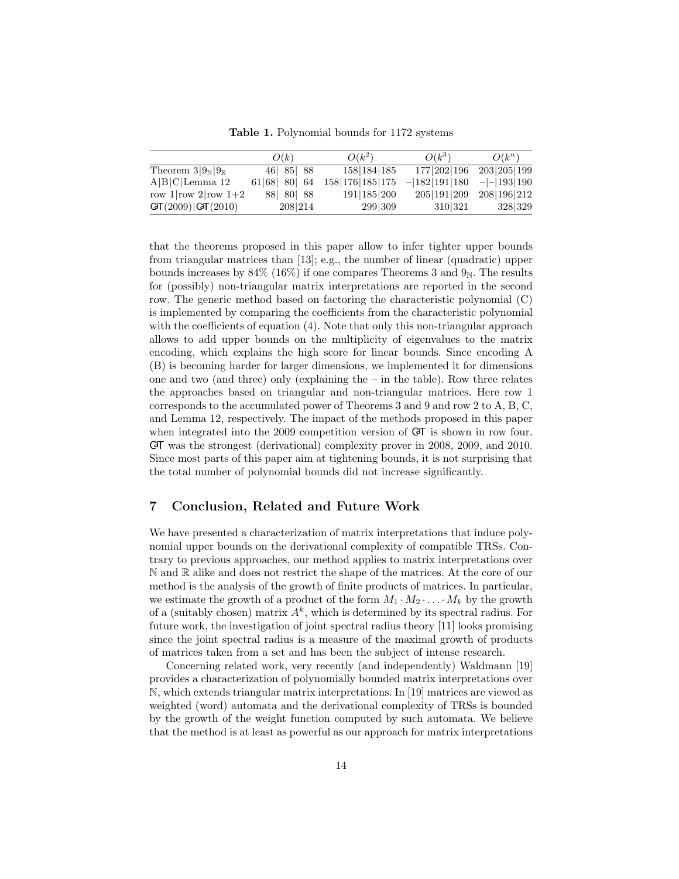**Table 1.** Polynomial bounds for 1172 systems

| | $O(k)$ | $O(k^2)$ | $O(k^3)$ | $O(k^n)$ |
|---|---|---|---|---|
| Theorem 3\|$9_{\mathbb{N}}$\|$9_{\mathbb{R}}$ | 46\| 85\| 88 | 158\|184\|185 | 177\|202\|196 | 203\|205\|199 |
| A\|B\|C\|Lemma 12 | 61\|68\| 80\| 64 | 158\|176\|185\|175 | –\|182\|191\|180 | –\|–\|193\|190 |
| row 1\|row 2\|row 1+2 | 88\| 80\| 88 | 191\|185\|200 | 205\|191\|209 | 208\|196\|212 |
| CaT(2009)\|CaT(2010) | 208\|214 | 299\|309 | 310\|321 | 328\|329 |

that the theorems proposed in this paper allow to infer tighter upper bounds from triangular matrices than [13]; e.g., the number of linear (quadratic) upper bounds increases by 84% (16%) if one compares Theorems 3 and $9_{\mathbb{N}}$. The results for (possibly) non-triangular matrix interpretations are reported in the second row. The generic method based on factoring the characteristic polynomial (C) is implemented by comparing the coefficients from the characteristic polynomial with the coefficients of equation (4). Note that only this non-triangular approach allows to add upper bounds on the multiplicity of eigenvalues to the matrix encoding, which explains the high score for linear bounds. Since encoding A (B) is becoming harder for larger dimensions, we implemented it for dimensions one and two (and three) only (explaining the – in the table). Row three relates the approaches based on triangular and non-triangular matrices. Here row 1 corresponds to the accumulated power of Theorems 3 and 9 and row 2 to A, B, C, and Lemma 12, respectively. The impact of the methods proposed in this paper when integrated into the 2009 competition version of CaT is shown in row four. CaT was the strongest (derivational) complexity prover in 2008, 2009, and 2010. Since most parts of this paper aim at tightening bounds, it is not surprising that the total number of polynomial bounds did not increase significantly.

## 7 Conclusion, Related and Future Work

We have presented a characterization of matrix interpretations that induce polynomial upper bounds on the derivational complexity of compatible TRSs. Contrary to previous approaches, our method applies to matrix interpretations over $\mathbb{N}$ and $\mathbb{R}$ alike and does not restrict the shape of the matrices. At the core of our method is the analysis of the growth of finite products of matrices. In particular, we estimate the growth of a product of the form $M_1 \cdot M_2 \cdot \ldots \cdot M_k$ by the growth of a (suitably chosen) matrix $A^k$, which is determined by its spectral radius. For future work, the investigation of joint spectral radius theory [11] looks promising since the joint spectral radius is a measure of the maximal growth of products of matrices taken from a set and has been the subject of intense research.

Concerning related work, very recently (and independently) Waldmann [19] provides a characterization of polynomially bounded matrix interpretations over $\mathbb{N}$, which extends triangular matrix interpretations. In [19] matrices are viewed as weighted (word) automata and the derivational complexity of TRSs is bounded by the growth of the weight function computed by such automata. We believe that the method is at least as powerful as our approach for matrix interpretations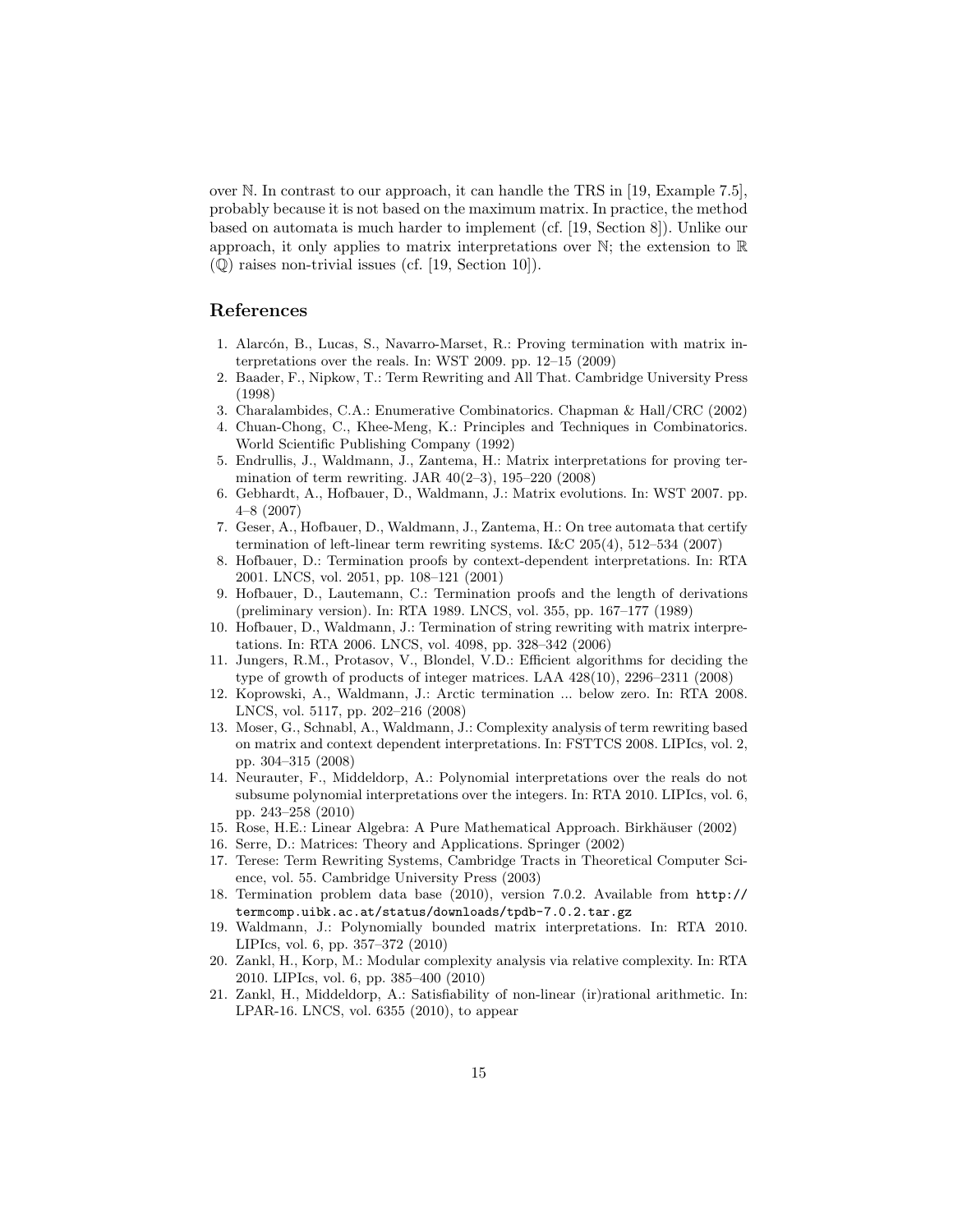over $\mathbb{N}$. In contrast to our approach, it can handle the TRS in [19, Example 7.5], probably because it is not based on the maximum matrix. In practice, the method based on automata is much harder to implement (cf. [19, Section 8]). Unlike our approach, it only applies to matrix interpretations over $\mathbb{N}$; the extension to $\mathbb{R}$ ($\mathbb{Q}$) raises non-trivial issues (cf. [19, Section 10]).

## References

1. Alarcón, B., Lucas, S., Navarro-Marset, R.: Proving termination with matrix interpretations over the reals. In: WST 2009. pp. 12–15 (2009)
2. Baader, F., Nipkow, T.: Term Rewriting and All That. Cambridge University Press (1998)
3. Charalambides, C.A.: Enumerative Combinatorics. Chapman & Hall/CRC (2002)
4. Chuan-Chong, C., Khee-Meng, K.: Principles and Techniques in Combinatorics. World Scientific Publishing Company (1992)
5. Endrullis, J., Waldmann, J., Zantema, H.: Matrix interpretations for proving termination of term rewriting. JAR 40(2–3), 195–220 (2008)
6. Gebhardt, A., Hofbauer, D., Waldmann, J.: Matrix evolutions. In: WST 2007. pp. 4–8 (2007)
7. Geser, A., Hofbauer, D., Waldmann, J., Zantema, H.: On tree automata that certify termination of left-linear term rewriting systems. I&C 205(4), 512–534 (2007)
8. Hofbauer, D.: Termination proofs by context-dependent interpretations. In: RTA 2001. LNCS, vol. 2051, pp. 108–121 (2001)
9. Hofbauer, D., Lautemann, C.: Termination proofs and the length of derivations (preliminary version). In: RTA 1989. LNCS, vol. 355, pp. 167–177 (1989)
10. Hofbauer, D., Waldmann, J.: Termination of string rewriting with matrix interpretations. In: RTA 2006. LNCS, vol. 4098, pp. 328–342 (2006)
11. Jungers, R.M., Protasov, V., Blondel, V.D.: Efficient algorithms for deciding the type of growth of products of integer matrices. LAA 428(10), 2296–2311 (2008)
12. Koprowski, A., Waldmann, J.: Arctic termination ... below zero. In: RTA 2008. LNCS, vol. 5117, pp. 202–216 (2008)
13. Moser, G., Schnabl, A., Waldmann, J.: Complexity analysis of term rewriting based on matrix and context dependent interpretations. In: FSTTCS 2008. LIPIcs, vol. 2, pp. 304–315 (2008)
14. Neurauter, F., Middeldorp, A.: Polynomial interpretations over the reals do not subsume polynomial interpretations over the integers. In: RTA 2010. LIPIcs, vol. 6, pp. 243–258 (2010)
15. Rose, H.E.: Linear Algebra: A Pure Mathematical Approach. Birkhäuser (2002)
16. Serre, D.: Matrices: Theory and Applications. Springer (2002)
17. Terese: Term Rewriting Systems, Cambridge Tracts in Theoretical Computer Science, vol. 55. Cambridge University Press (2003)
18. Termination problem data base (2010), version 7.0.2. Available from `http://termcomp.uibk.ac.at/status/downloads/tpdb-7.0.2.tar.gz`
19. Waldmann, J.: Polynomially bounded matrix interpretations. In: RTA 2010. LIPIcs, vol. 6, pp. 357–372 (2010)
20. Zankl, H., Korp, M.: Modular complexity analysis via relative complexity. In: RTA 2010. LIPIcs, vol. 6, pp. 385–400 (2010)
21. Zankl, H., Middeldorp, A.: Satisfiability of non-linear (ir)rational arithmetic. In: LPAR-16. LNCS, vol. 6355 (2010), to appear